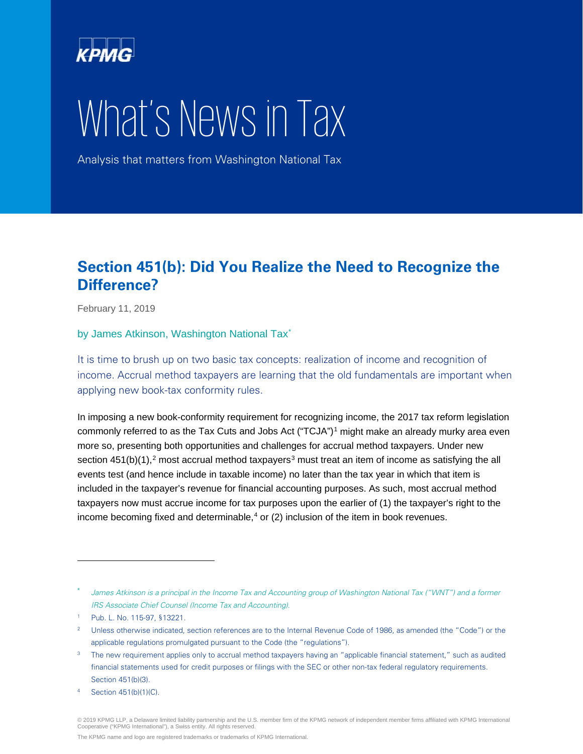# What's News in Tax

Analysis that matters from Washington National Tax

## Section 451(b): Did You Realize the Need to Recognize the Difference?

February 11, 2019

by James Atkinson, Washington National Tax[*]

It is time to brush up on two basic tax concepts: realization of income and recognition of income. Accrual method taxpayers are learning that the old fundamentals are important when applying new book-tax conformity rules.

In imposing a new book-conformity requirement for recognizing income, the 2017 tax reform legislation commonly referred to as the Tax Cuts and Jobs Act ("TCJA")[1] might make an already murky area even more so, presenting both opportunities and challenges for accrual method taxpayers. Under new section 451(b)(1),[2] most accrual method taxpayers[3] must treat an item of income as satisfying the all events test (and hence include in taxable income) no later than the tax year in which that item is included in the taxpayer's revenue for financial accounting purposes. As such, most accrual method taxpayers now must accrue income for tax purposes upon the earlier of (1) the taxpayer's right to the income becoming fixed and determinable,[4] or (2) inclusion of the item in book revenues.

---

[*] *James Atkinson is a principal in the Income Tax and Accounting group of Washington National Tax ("WNT") and a former IRS Associate Chief Counsel (Income Tax and Accounting).*

[1] Pub. L. No. 115-97, §13221.

[2] Unless otherwise indicated, section references are to the Internal Revenue Code of 1986, as amended (the "Code") or the applicable regulations promulgated pursuant to the Code (the "regulations").

[3] The new requirement applies only to accrual method taxpayers having an "applicable financial statement," such as audited financial statements used for credit purposes or filings with the SEC or other non-tax federal regulatory requirements. Section 451(b)(3).

[4] Section 451(b)(1)(C).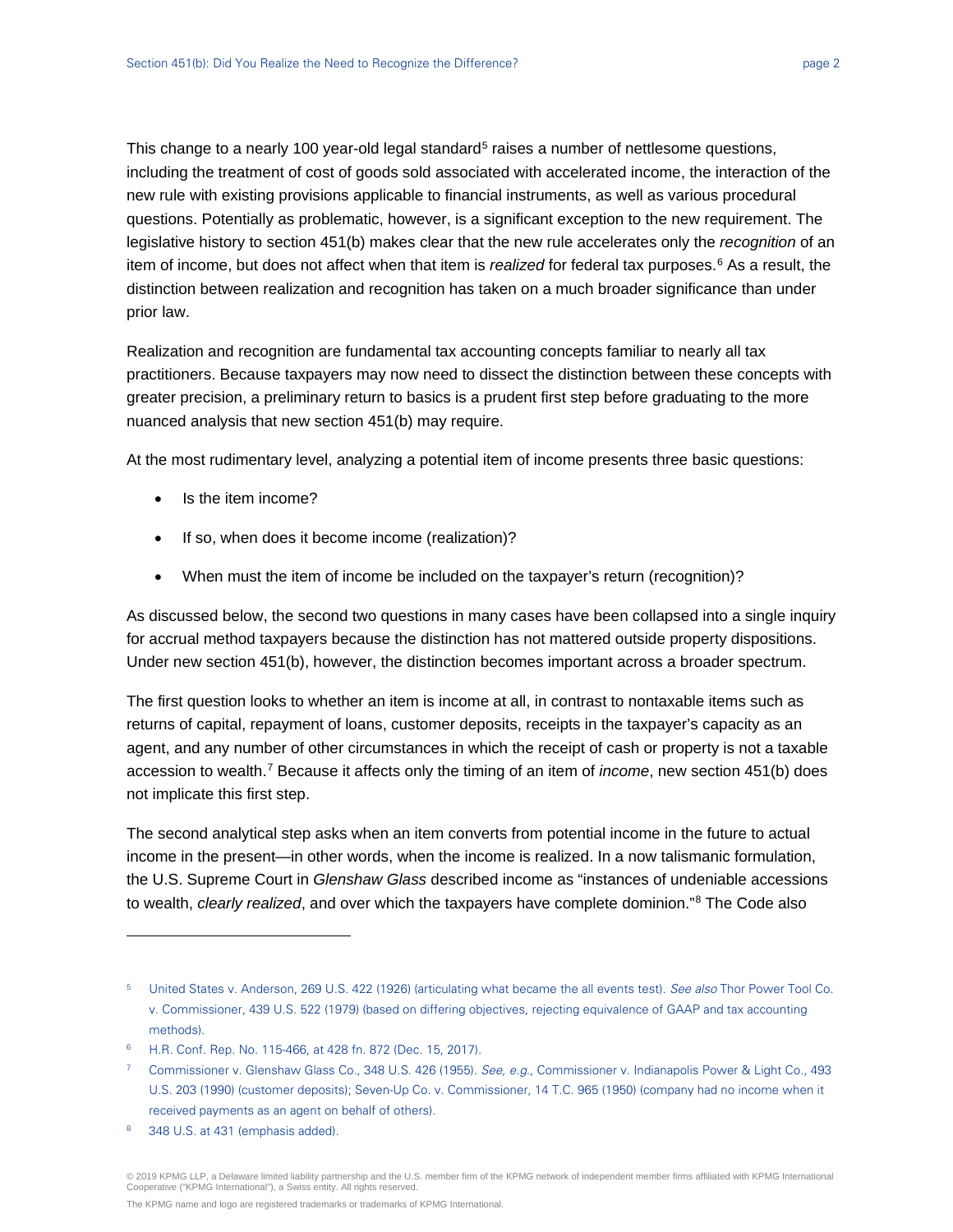This change to a nearly 100 year-old legal standard[5] raises a number of nettlesome questions, including the treatment of cost of goods sold associated with accelerated income, the interaction of the new rule with existing provisions applicable to financial instruments, as well as various procedural questions. Potentially as problematic, however, is a significant exception to the new requirement. The legislative history to section 451(b) makes clear that the new rule accelerates only the *recognition* of an item of income, but does not affect when that item is *realized* for federal tax purposes.[6] As a result, the distinction between realization and recognition has taken on a much broader significance than under prior law.

Realization and recognition are fundamental tax accounting concepts familiar to nearly all tax practitioners. Because taxpayers may now need to dissect the distinction between these concepts with greater precision, a preliminary return to basics is a prudent first step before graduating to the more nuanced analysis that new section 451(b) may require.

At the most rudimentary level, analyzing a potential item of income presents three basic questions:

- Is the item income?
- If so, when does it become income (realization)?
- When must the item of income be included on the taxpayer's return (recognition)?

As discussed below, the second two questions in many cases have been collapsed into a single inquiry for accrual method taxpayers because the distinction has not mattered outside property dispositions. Under new section 451(b), however, the distinction becomes important across a broader spectrum.

The first question looks to whether an item is income at all, in contrast to nontaxable items such as returns of capital, repayment of loans, customer deposits, receipts in the taxpayer's capacity as an agent, and any number of other circumstances in which the receipt of cash or property is not a taxable accession to wealth.[7] Because it affects only the timing of an item of *income*, new section 451(b) does not implicate this first step.

The second analytical step asks when an item converts from potential income in the future to actual income in the present—in other words, when the income is realized. In a now talismanic formulation, the U.S. Supreme Court in *Glenshaw Glass* described income as "instances of undeniable accessions to wealth, *clearly realized*, and over which the taxpayers have complete dominion."[8] The Code also

---

[5] United States v. Anderson, 269 U.S. 422 (1926) (articulating what became the all events test). *See also* Thor Power Tool Co. v. Commissioner, 439 U.S. 522 (1979) (based on differing objectives, rejecting equivalence of GAAP and tax accounting methods).

[6] H.R. Conf. Rep. No. 115-466, at 428 fn. 872 (Dec. 15, 2017).

[7] Commissioner v. Glenshaw Glass Co., 348 U.S. 426 (1955). *See, e.g.*, Commissioner v. Indianapolis Power & Light Co., 493 U.S. 203 (1990) (customer deposits); Seven-Up Co. v. Commissioner, 14 T.C. 965 (1950) (company had no income when it received payments as an agent on behalf of others).

[8] 348 U.S. at 431 (emphasis added).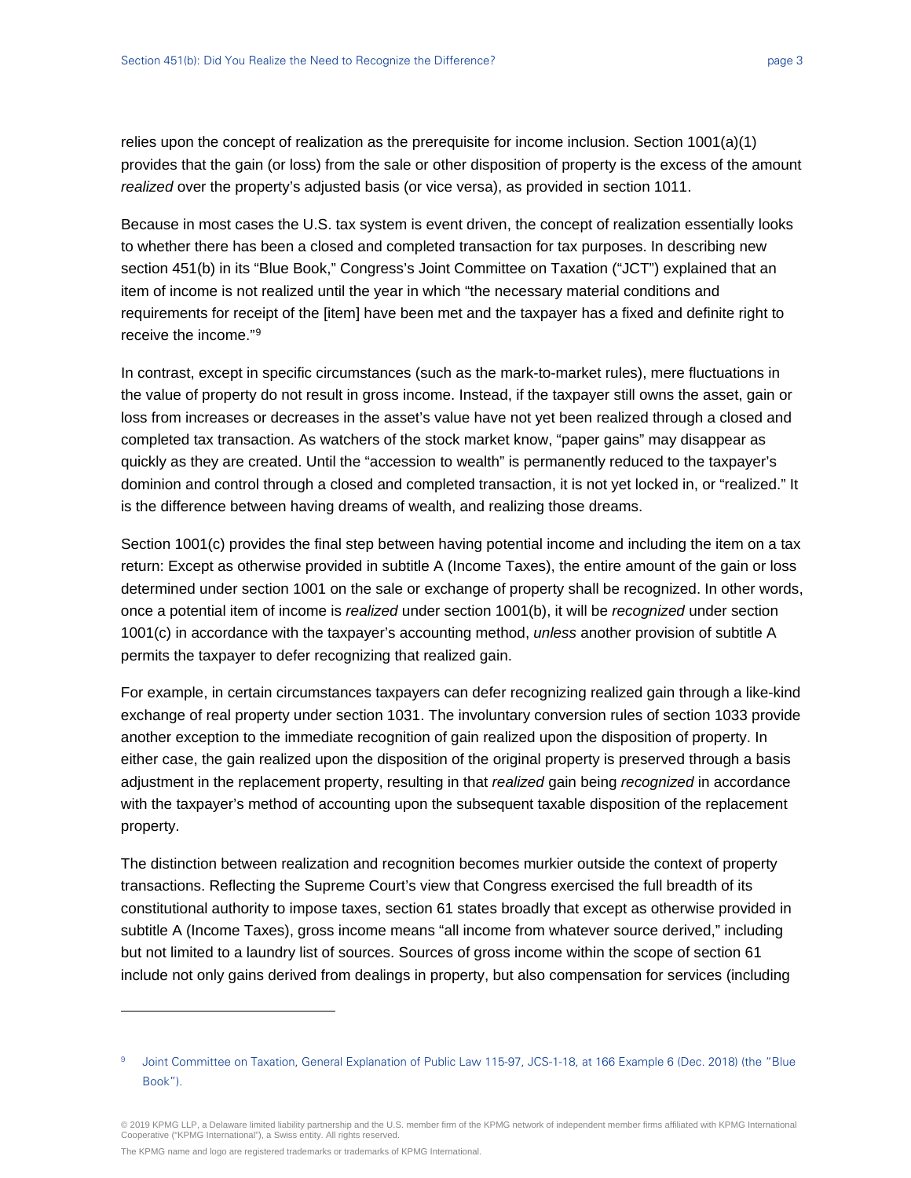relies upon the concept of realization as the prerequisite for income inclusion. Section 1001(a)(1) provides that the gain (or loss) from the sale or other disposition of property is the excess of the amount *realized* over the property's adjusted basis (or vice versa), as provided in section 1011.

Because in most cases the U.S. tax system is event driven, the concept of realization essentially looks to whether there has been a closed and completed transaction for tax purposes. In describing new section 451(b) in its "Blue Book," Congress's Joint Committee on Taxation ("JCT") explained that an item of income is not realized until the year in which "the necessary material conditions and requirements for receipt of the [item] have been met and the taxpayer has a fixed and definite right to receive the income."[9]

In contrast, except in specific circumstances (such as the mark-to-market rules), mere fluctuations in the value of property do not result in gross income. Instead, if the taxpayer still owns the asset, gain or loss from increases or decreases in the asset's value have not yet been realized through a closed and completed tax transaction. As watchers of the stock market know, "paper gains" may disappear as quickly as they are created. Until the "accession to wealth" is permanently reduced to the taxpayer's dominion and control through a closed and completed transaction, it is not yet locked in, or "realized." It is the difference between having dreams of wealth, and realizing those dreams.

Section 1001(c) provides the final step between having potential income and including the item on a tax return: Except as otherwise provided in subtitle A (Income Taxes), the entire amount of the gain or loss determined under section 1001 on the sale or exchange of property shall be recognized. In other words, once a potential item of income is *realized* under section 1001(b), it will be *recognized* under section 1001(c) in accordance with the taxpayer's accounting method, *unless* another provision of subtitle A permits the taxpayer to defer recognizing that realized gain.

For example, in certain circumstances taxpayers can defer recognizing realized gain through a like-kind exchange of real property under section 1031. The involuntary conversion rules of section 1033 provide another exception to the immediate recognition of gain realized upon the disposition of property. In either case, the gain realized upon the disposition of the original property is preserved through a basis adjustment in the replacement property, resulting in that *realized* gain being *recognized* in accordance with the taxpayer's method of accounting upon the subsequent taxable disposition of the replacement property.

The distinction between realization and recognition becomes murkier outside the context of property transactions. Reflecting the Supreme Court's view that Congress exercised the full breadth of its constitutional authority to impose taxes, section 61 states broadly that except as otherwise provided in subtitle A (Income Taxes), gross income means "all income from whatever source derived," including but not limited to a laundry list of sources. Sources of gross income within the scope of section 61 include not only gains derived from dealings in property, but also compensation for services (including

---

[9] Joint Committee on Taxation, General Explanation of Public Law 115-97, JCS-1-18, at 166 Example 6 (Dec. 2018) (the "Blue Book").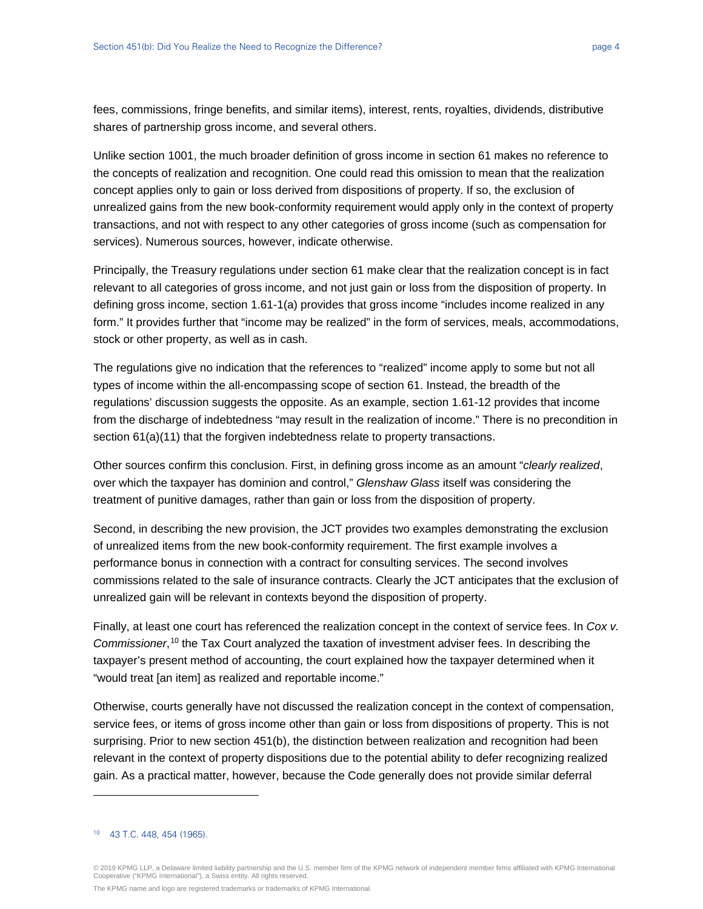fees, commissions, fringe benefits, and similar items), interest, rents, royalties, dividends, distributive shares of partnership gross income, and several others.

Unlike section 1001, the much broader definition of gross income in section 61 makes no reference to the concepts of realization and recognition. One could read this omission to mean that the realization concept applies only to gain or loss derived from dispositions of property. If so, the exclusion of unrealized gains from the new book-conformity requirement would apply only in the context of property transactions, and not with respect to any other categories of gross income (such as compensation for services). Numerous sources, however, indicate otherwise.

Principally, the Treasury regulations under section 61 make clear that the realization concept is in fact relevant to all categories of gross income, and not just gain or loss from the disposition of property. In defining gross income, section 1.61-1(a) provides that gross income "includes income realized in any form." It provides further that "income may be realized" in the form of services, meals, accommodations, stock or other property, as well as in cash.

The regulations give no indication that the references to "realized" income apply to some but not all types of income within the all-encompassing scope of section 61. Instead, the breadth of the regulations' discussion suggests the opposite. As an example, section 1.61-12 provides that income from the discharge of indebtedness "may result in the realization of income." There is no precondition in section 61(a)(11) that the forgiven indebtedness relate to property transactions.

Other sources confirm this conclusion. First, in defining gross income as an amount "*clearly realized*, over which the taxpayer has dominion and control," *Glenshaw Glass* itself was considering the treatment of punitive damages, rather than gain or loss from the disposition of property.

Second, in describing the new provision, the JCT provides two examples demonstrating the exclusion of unrealized items from the new book-conformity requirement. The first example involves a performance bonus in connection with a contract for consulting services. The second involves commissions related to the sale of insurance contracts. Clearly the JCT anticipates that the exclusion of unrealized gain will be relevant in contexts beyond the disposition of property.

Finally, at least one court has referenced the realization concept in the context of service fees. In *Cox v. Commissioner*,[10] the Tax Court analyzed the taxation of investment adviser fees. In describing the taxpayer's present method of accounting, the court explained how the taxpayer determined when it "would treat [an item] as realized and reportable income."

Otherwise, courts generally have not discussed the realization concept in the context of compensation, service fees, or items of gross income other than gain or loss from dispositions of property. This is not surprising. Prior to new section 451(b), the distinction between realization and recognition had been relevant in the context of property dispositions due to the potential ability to defer recognizing realized gain. As a practical matter, however, because the Code generally does not provide similar deferral

[10] 43 T.C. 448, 454 (1965).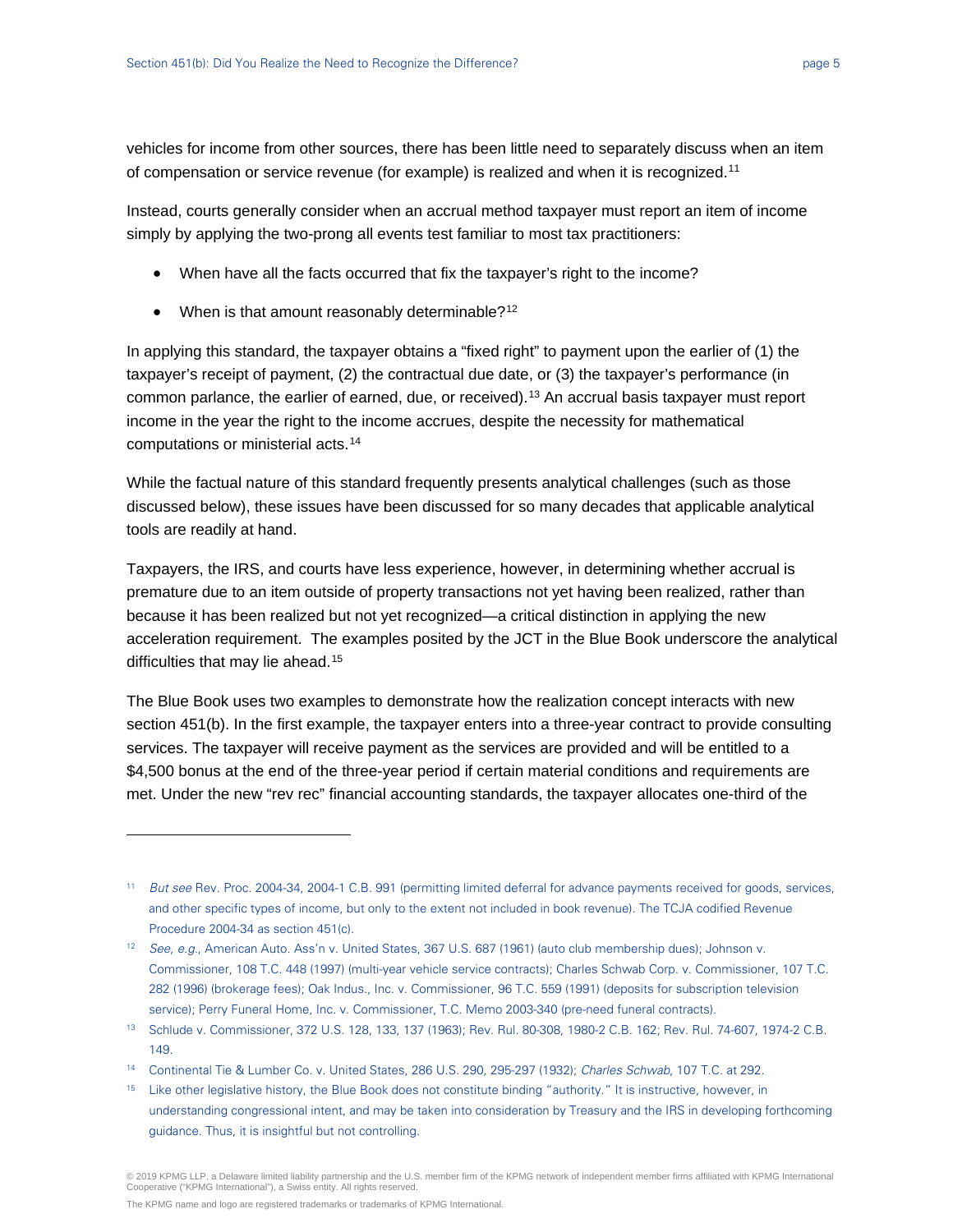vehicles for income from other sources, there has been little need to separately discuss when an item of compensation or service revenue (for example) is realized and when it is recognized.[11]

Instead, courts generally consider when an accrual method taxpayer must report an item of income simply by applying the two-prong all events test familiar to most tax practitioners:

- When have all the facts occurred that fix the taxpayer's right to the income?
- When is that amount reasonably determinable?[12]

In applying this standard, the taxpayer obtains a "fixed right" to payment upon the earlier of (1) the taxpayer's receipt of payment, (2) the contractual due date, or (3) the taxpayer's performance (in common parlance, the earlier of earned, due, or received).[13] An accrual basis taxpayer must report income in the year the right to the income accrues, despite the necessity for mathematical computations or ministerial acts.[14]

While the factual nature of this standard frequently presents analytical challenges (such as those discussed below), these issues have been discussed for so many decades that applicable analytical tools are readily at hand.

Taxpayers, the IRS, and courts have less experience, however, in determining whether accrual is premature due to an item outside of property transactions not yet having been realized, rather than because it has been realized but not yet recognized—a critical distinction in applying the new acceleration requirement. The examples posited by the JCT in the Blue Book underscore the analytical difficulties that may lie ahead.[15]

The Blue Book uses two examples to demonstrate how the realization concept interacts with new section 451(b). In the first example, the taxpayer enters into a three-year contract to provide consulting services. The taxpayer will receive payment as the services are provided and will be entitled to a $4,500 bonus at the end of the three-year period if certain material conditions and requirements are met. Under the new "rev rec" financial accounting standards, the taxpayer allocates one-third of the

---

[11] *But see* Rev. Proc. 2004-34, 2004-1 C.B. 991 (permitting limited deferral for advance payments received for goods, services, and other specific types of income, but only to the extent not included in book revenue). The TCJA codified Revenue Procedure 2004-34 as section 451(c).

[12] *See, e.g.*, American Auto. Ass'n v. United States, 367 U.S. 687 (1961) (auto club membership dues); Johnson v. Commissioner, 108 T.C. 448 (1997) (multi-year vehicle service contracts); Charles Schwab Corp. v. Commissioner, 107 T.C. 282 (1996) (brokerage fees); Oak Indus., Inc. v. Commissioner, 96 T.C. 559 (1991) (deposits for subscription television service); Perry Funeral Home, Inc. v. Commissioner, T.C. Memo 2003-340 (pre-need funeral contracts).

[13] Schlude v. Commissioner, 372 U.S. 128, 133, 137 (1963); Rev. Rul. 80-308, 1980-2 C.B. 162; Rev. Rul. 74-607, 1974-2 C.B. 149.

[14] Continental Tie & Lumber Co. v. United States, 286 U.S. 290, 295-297 (1932); *Charles Schwab*, 107 T.C. at 292.

[15] Like other legislative history, the Blue Book does not constitute binding "authority." It is instructive, however, in understanding congressional intent, and may be taken into consideration by Treasury and the IRS in developing forthcoming guidance. Thus, it is insightful but not controlling.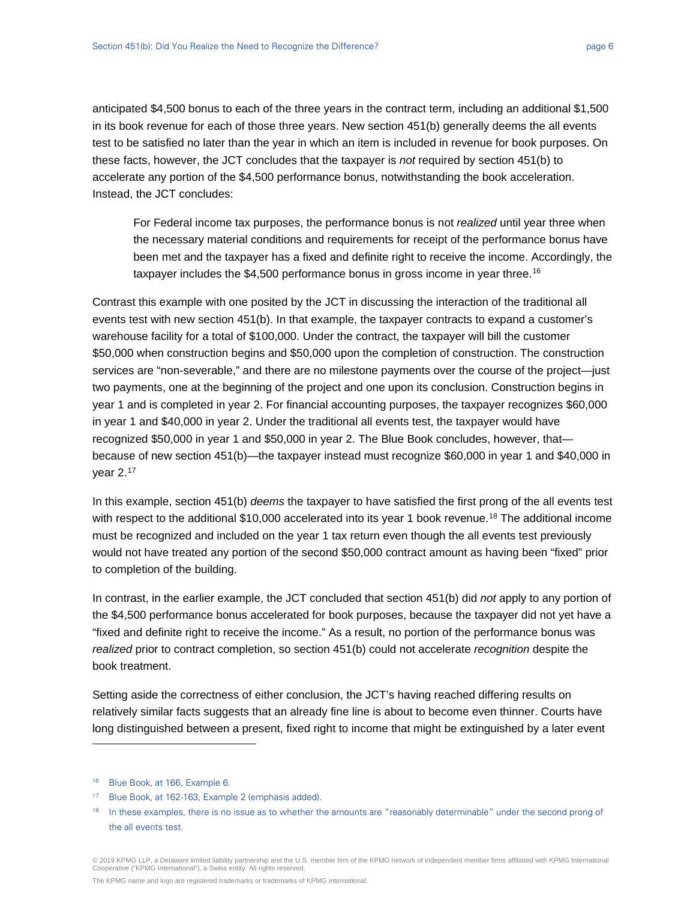anticipated $4,500 bonus to each of the three years in the contract term, including an additional $1,500 in its book revenue for each of those three years. New section 451(b) generally deems the all events test to be satisfied no later than the year in which an item is included in revenue for book purposes. On these facts, however, the JCT concludes that the taxpayer is *not* required by section 451(b) to accelerate any portion of the $4,500 performance bonus, notwithstanding the book acceleration. Instead, the JCT concludes:

> For Federal income tax purposes, the performance bonus is not *realized* until year three when the necessary material conditions and requirements for receipt of the performance bonus have been met and the taxpayer has a fixed and definite right to receive the income. Accordingly, the taxpayer includes the $4,500 performance bonus in gross income in year three.[16]

Contrast this example with one posited by the JCT in discussing the interaction of the traditional all events test with new section 451(b). In that example, the taxpayer contracts to expand a customer's warehouse facility for a total of $100,000. Under the contract, the taxpayer will bill the customer $50,000 when construction begins and $50,000 upon the completion of construction. The construction services are "non-severable," and there are no milestone payments over the course of the project—just two payments, one at the beginning of the project and one upon its conclusion. Construction begins in year 1 and is completed in year 2. For financial accounting purposes, the taxpayer recognizes $60,000 in year 1 and $40,000 in year 2. Under the traditional all events test, the taxpayer would have recognized $50,000 in year 1 and $50,000 in year 2. The Blue Book concludes, however, that—because of new section 451(b)—the taxpayer instead must recognize $60,000 in year 1 and $40,000 in year 2.[17]

In this example, section 451(b) *deems* the taxpayer to have satisfied the first prong of the all events test with respect to the additional $10,000 accelerated into its year 1 book revenue.[18] The additional income must be recognized and included on the year 1 tax return even though the all events test previously would not have treated any portion of the second $50,000 contract amount as having been "fixed" prior to completion of the building.

In contrast, in the earlier example, the JCT concluded that section 451(b) did *not* apply to any portion of the $4,500 performance bonus accelerated for book purposes, because the taxpayer did not yet have a "fixed and definite right to receive the income." As a result, no portion of the performance bonus was *realized* prior to contract completion, so section 451(b) could not accelerate *recognition* despite the book treatment.

Setting aside the correctness of either conclusion, the JCT's having reached differing results on relatively similar facts suggests that an already fine line is about to become even thinner. Courts have long distinguished between a present, fixed right to income that might be extinguished by a later event

---

[16] Blue Book, at 166, Example 6.

[17] Blue Book, at 162-163, Example 2 (emphasis added).

[18] In these examples, there is no issue as to whether the amounts are "reasonably determinable" under the second prong of the all events test.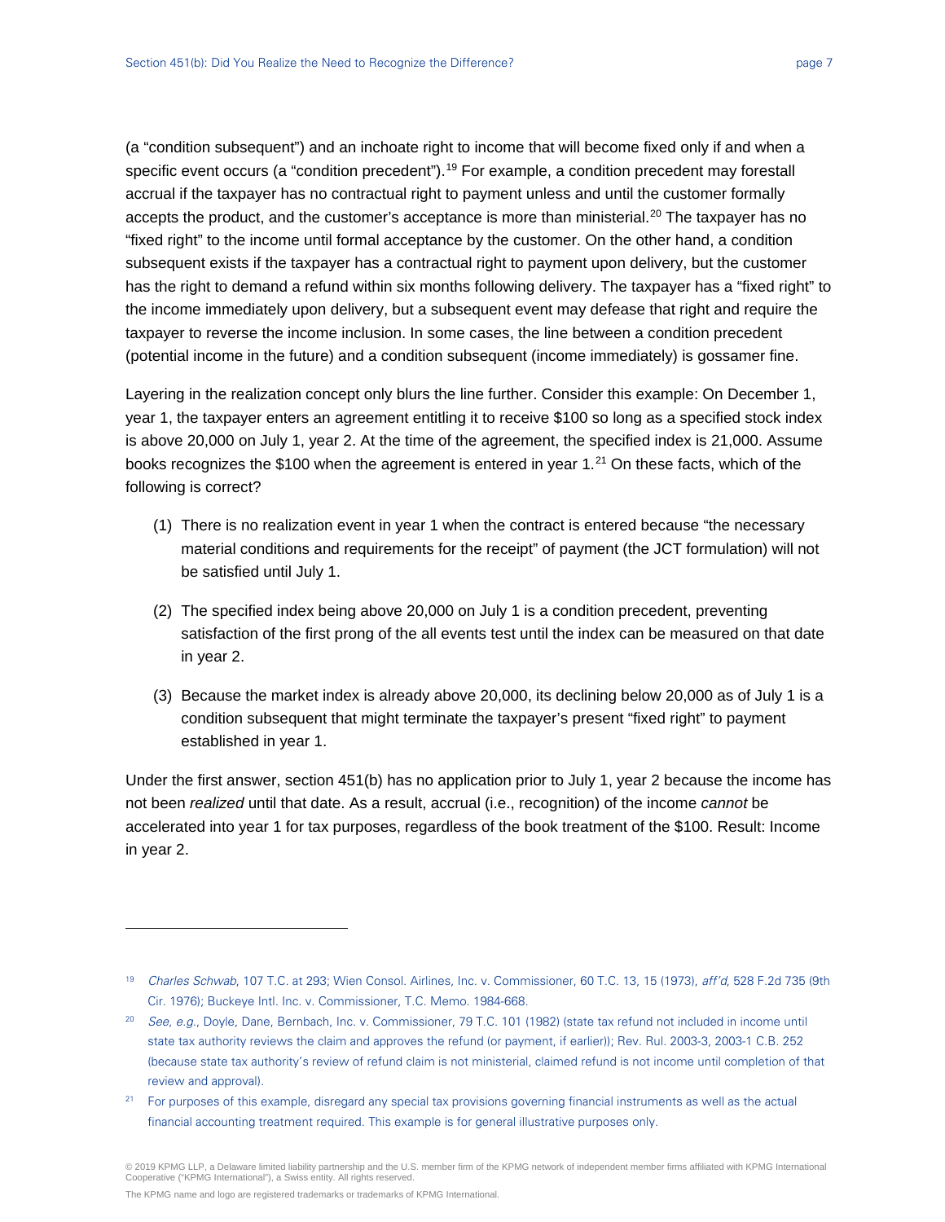(a "condition subsequent") and an inchoate right to income that will become fixed only if and when a specific event occurs (a "condition precedent").[19] For example, a condition precedent may forestall accrual if the taxpayer has no contractual right to payment unless and until the customer formally accepts the product, and the customer's acceptance is more than ministerial.[20] The taxpayer has no "fixed right" to the income until formal acceptance by the customer. On the other hand, a condition subsequent exists if the taxpayer has a contractual right to payment upon delivery, but the customer has the right to demand a refund within six months following delivery. The taxpayer has a "fixed right" to the income immediately upon delivery, but a subsequent event may defease that right and require the taxpayer to reverse the income inclusion. In some cases, the line between a condition precedent (potential income in the future) and a condition subsequent (income immediately) is gossamer fine.

Layering in the realization concept only blurs the line further. Consider this example: On December 1, year 1, the taxpayer enters an agreement entitling it to receive $100 so long as a specified stock index is above 20,000 on July 1, year 2. At the time of the agreement, the specified index is 21,000. Assume books recognizes the $100 when the agreement is entered in year 1.[21] On these facts, which of the following is correct?

(1) There is no realization event in year 1 when the contract is entered because "the necessary material conditions and requirements for the receipt" of payment (the JCT formulation) will not be satisfied until July 1.

(2) The specified index being above 20,000 on July 1 is a condition precedent, preventing satisfaction of the first prong of the all events test until the index can be measured on that date in year 2.

(3) Because the market index is already above 20,000, its declining below 20,000 as of July 1 is a condition subsequent that might terminate the taxpayer's present "fixed right" to payment established in year 1.

Under the first answer, section 451(b) has no application prior to July 1, year 2 because the income has not been *realized* until that date. As a result, accrual (i.e., recognition) of the income *cannot* be accelerated into year 1 for tax purposes, regardless of the book treatment of the $100. Result: Income in year 2.

---

[19] *Charles Schwab*, 107 T.C. at 293; Wien Consol. Airlines, Inc. v. Commissioner, 60 T.C. 13, 15 (1973), *aff'd*, 528 F.2d 735 (9th Cir. 1976); Buckeye Intl. Inc. v. Commissioner, T.C. Memo. 1984-668.

[20] *See, e.g.*, Doyle, Dane, Bernbach, Inc. v. Commissioner, 79 T.C. 101 (1982) (state tax refund not included in income until state tax authority reviews the claim and approves the refund (or payment, if earlier)); Rev. Rul. 2003-3, 2003-1 C.B. 252 (because state tax authority's review of refund claim is not ministerial, claimed refund is not income until completion of that review and approval).

[21] For purposes of this example, disregard any special tax provisions governing financial instruments as well as the actual financial accounting treatment required. This example is for general illustrative purposes only.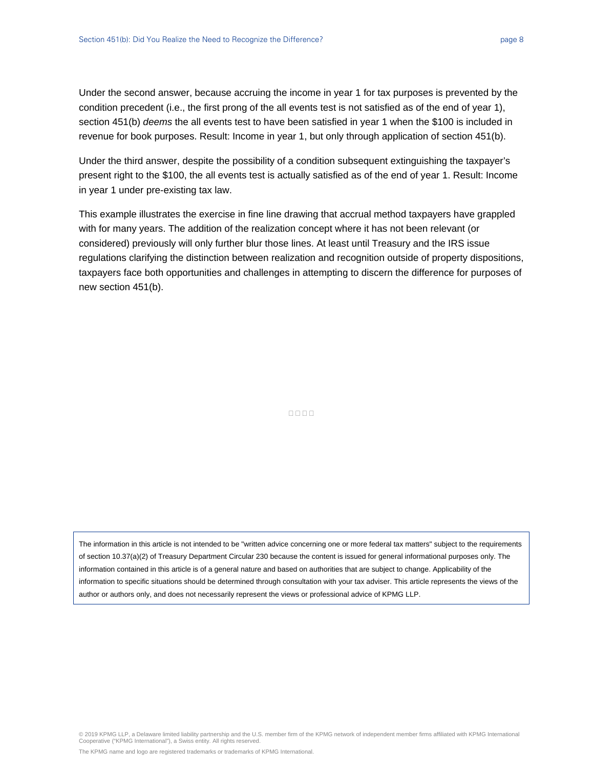Under the second answer, because accruing the income in year 1 for tax purposes is prevented by the condition precedent (i.e., the first prong of the all events test is not satisfied as of the end of year 1), section 451(b) *deems* the all events test to have been satisfied in year 1 when the $100 is included in revenue for book purposes. Result: Income in year 1, but only through application of section 451(b).

Under the third answer, despite the possibility of a condition subsequent extinguishing the taxpayer's present right to the $100, the all events test is actually satisfied as of the end of year 1. Result: Income in year 1 under pre-existing tax law.

This example illustrates the exercise in fine line drawing that accrual method taxpayers have grappled with for many years. The addition of the realization concept where it has not been relevant (or considered) previously will only further blur those lines. At least until Treasury and the IRS issue regulations clarifying the distinction between realization and recognition outside of property dispositions, taxpayers face both opportunities and challenges in attempting to discern the difference for purposes of new section 451(b).

□□□□

The information in this article is not intended to be "written advice concerning one or more federal tax matters" subject to the requirements of section 10.37(a)(2) of Treasury Department Circular 230 because the content is issued for general informational purposes only. The information contained in this article is of a general nature and based on authorities that are subject to change. Applicability of the information to specific situations should be determined through consultation with your tax adviser. This article represents the views of the author or authors only, and does not necessarily represent the views or professional advice of KPMG LLP.

© 2019 KPMG LLP, a Delaware limited liability partnership and the U.S. member firm of the KPMG network of independent member firms affiliated with KPMG International Cooperative ("KPMG International"), a Swiss entity. All rights reserved.

The KPMG name and logo are registered trademarks or trademarks of KPMG International.